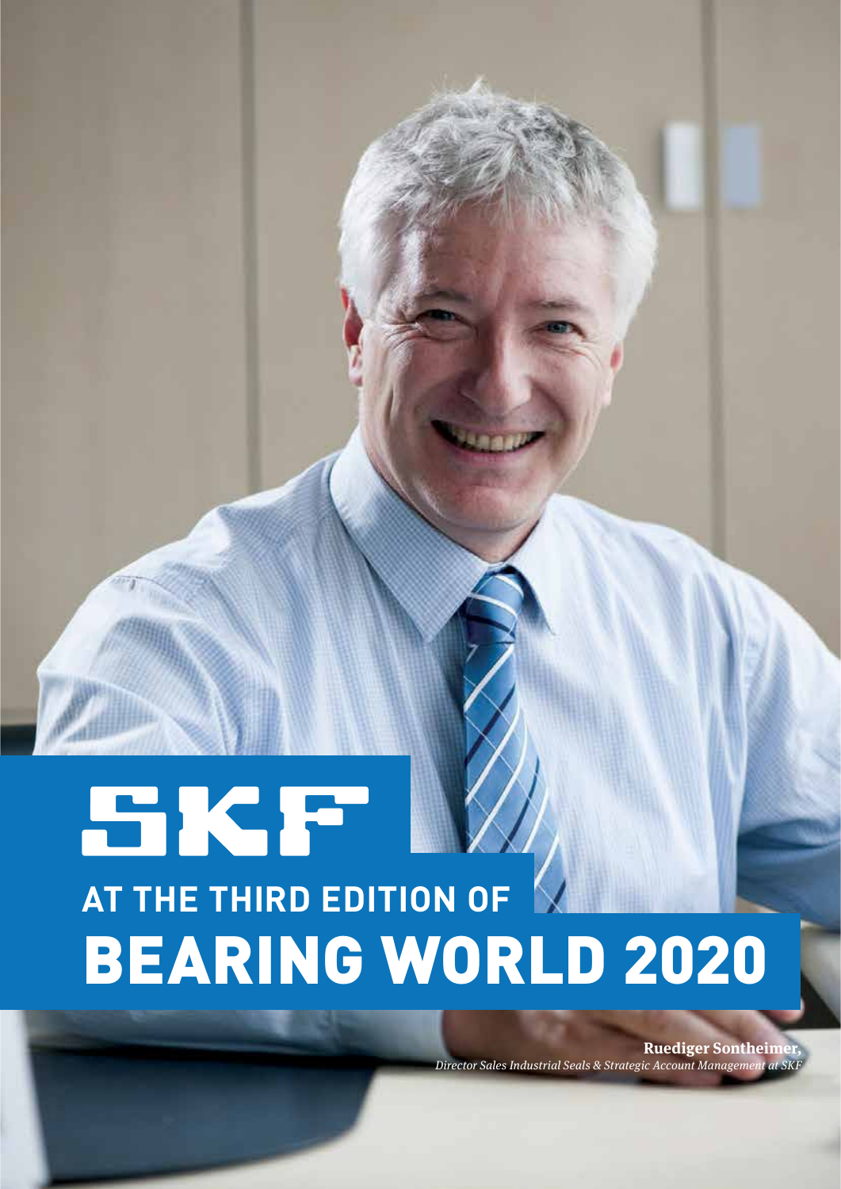# SKF

## AT THE THIRD EDITION OF

# BEARING WORLD 2020

**Ruediger Sontheimer,**
*Director Sales Industrial Seals & Strategic Account Management at SKF*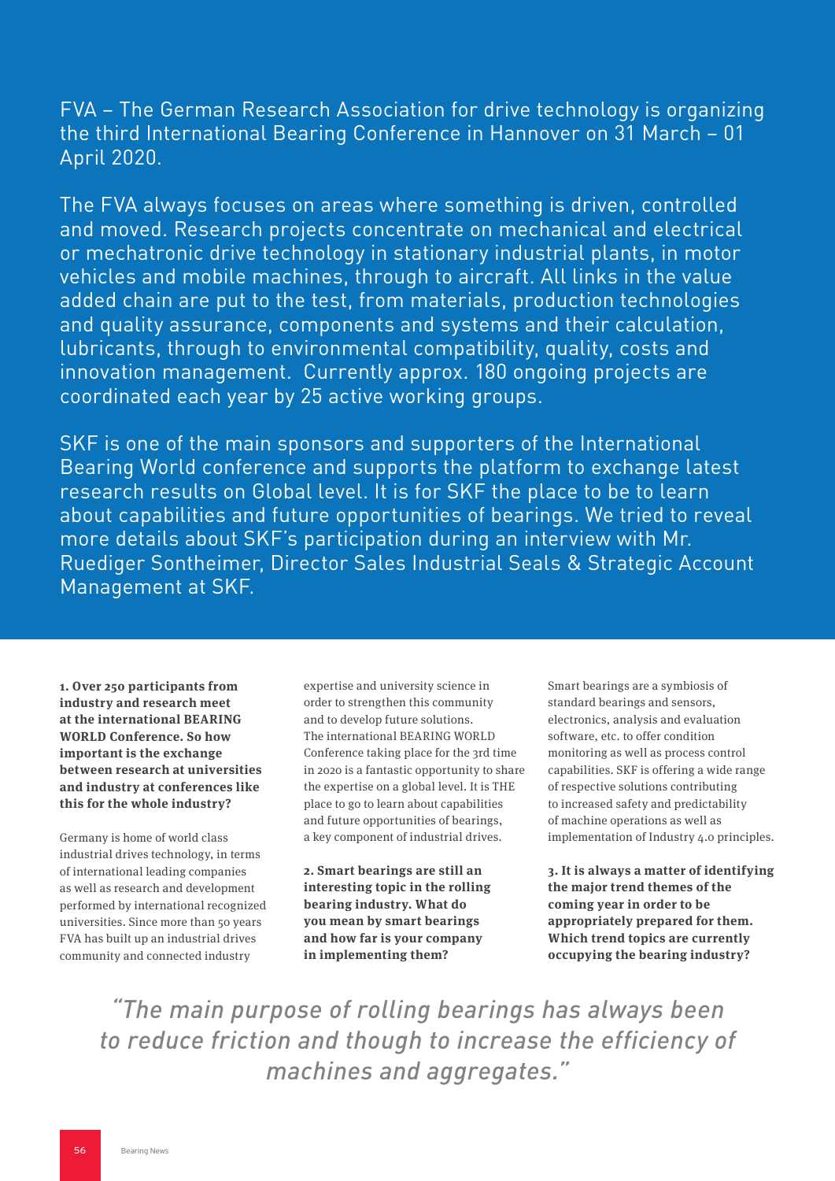FVA – The German Research Association for drive technology is organizing the third International Bearing Conference in Hannover on 31 March – 01 April 2020.

The FVA always focuses on areas where something is driven, controlled and moved. Research projects concentrate on mechanical and electrical or mechatronic drive technology in stationary industrial plants, in motor vehicles and mobile machines, through to aircraft. All links in the value added chain are put to the test, from materials, production technologies and quality assurance, components and systems and their calculation, lubricants, through to environmental compatibility, quality, costs and innovation management. Currently approx. 180 ongoing projects are coordinated each year by 25 active working groups.

SKF is one of the main sponsors and supporters of the International Bearing World conference and supports the platform to exchange latest research results on Global level. It is for SKF the place to be to learn about capabilities and future opportunities of bearings. We tried to reveal more details about SKF's participation during an interview with Mr. Ruediger Sontheimer, Director Sales Industrial Seals & Strategic Account Management at SKF.

**1. Over 250 participants from industry and research meet at the international BEARING WORLD Conference. So how important is the exchange between research at universities and industry at conferences like this for the whole industry?**

Germany is home of world class industrial drives technology, in terms of international leading companies as well as research and development performed by international recognized universities. Since more than 50 years FVA has built up an industrial drives community and connected industry expertise and university science in order to strengthen this community and to develop future solutions. The international BEARING WORLD Conference taking place for the 3rd time in 2020 is a fantastic opportunity to share the expertise on a global level. It is THE place to go to learn about capabilities and future opportunities of bearings, a key component of industrial drives.

**2. Smart bearings are still an interesting topic in the rolling bearing industry. What do you mean by smart bearings and how far is your company in implementing them?**

Smart bearings are a symbiosis of standard bearings and sensors, electronics, analysis and evaluation software, etc. to offer condition monitoring as well as process control capabilities. SKF is offering a wide range of respective solutions contributing to increased safety and predictability of machine operations as well as implementation of Industry 4.0 principles.

**3. It is always a matter of identifying the major trend themes of the coming year in order to be appropriately prepared for them. Which trend topics are currently occupying the bearing industry?**

*"The main purpose of rolling bearings has always been to reduce friction and though to increase the efficiency of machines and aggregates."*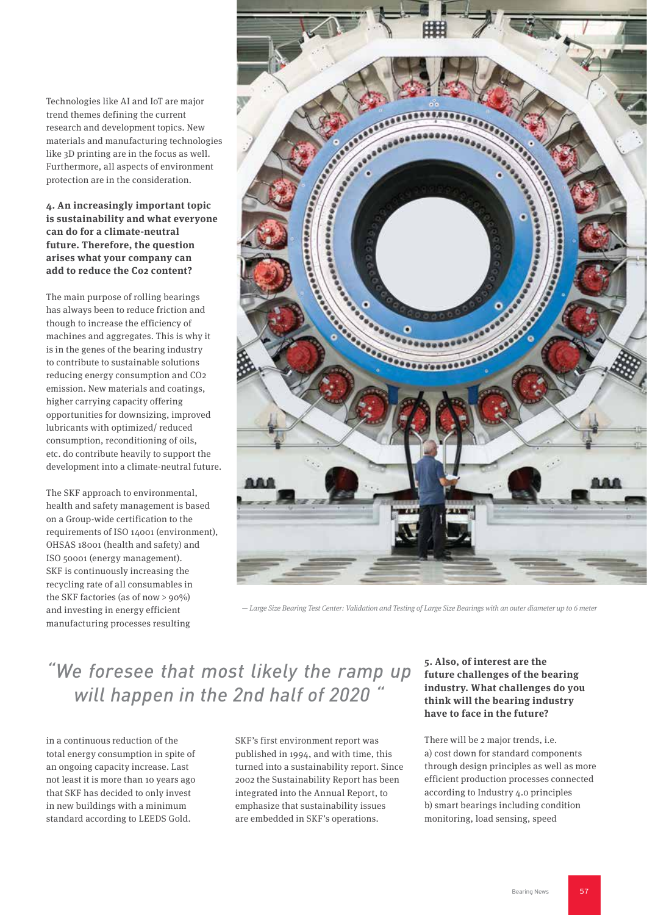Technologies like AI and IoT are major trend themes defining the current research and development topics. New materials and manufacturing technologies like 3D printing are in the focus as well. Furthermore, all aspects of environment protection are in the consideration.

**4. An increasingly important topic is sustainability and what everyone can do for a climate-neutral future. Therefore, the question arises what your company can add to reduce the Co2 content?**

The main purpose of rolling bearings has always been to reduce friction and though to increase the efficiency of machines and aggregates. This is why it is in the genes of the bearing industry to contribute to sustainable solutions reducing energy consumption and $CO_2$ emission. New materials and coatings, higher carrying capacity offering opportunities for downsizing, improved lubricants with optimized/ reduced consumption, reconditioning of oils, etc. do contribute heavily to support the development into a climate-neutral future.

The SKF approach to environmental, health and safety management is based on a Group-wide certification to the requirements of ISO 14001 (environment), OHSAS 18001 (health and safety) and ISO 50001 (energy management). SKF is continuously increasing the recycling rate of all consumables in the SKF factories (as of now > 90%) and investing in energy efficient manufacturing processes resulting in a continuous reduction of the total energy consumption in spite of an ongoing capacity increase. Last not least it is more than 10 years ago that SKF has decided to only invest in new buildings with a minimum standard according to LEEDS Gold.

— *Large Size Bearing Test Center: Validation and Testing of Large Size Bearings with an outer diameter up to 6 meter*

> *"We foresee that most likely the ramp up will happen in the 2nd half of 2020 "*

SKF's first environment report was published in 1994, and with time, this turned into a sustainability report. Since 2002 the Sustainability Report has been integrated into the Annual Report, to emphasize that sustainability issues are embedded in SKF's operations.

**5. Also, of interest are the future challenges of the bearing industry. What challenges do you think will the bearing industry have to face in the future?**

There will be 2 major trends, i.e.
a) cost down for standard components through design principles as well as more efficient production processes connected according to Industry 4.0 principles
b) smart bearings including condition monitoring, load sensing, speed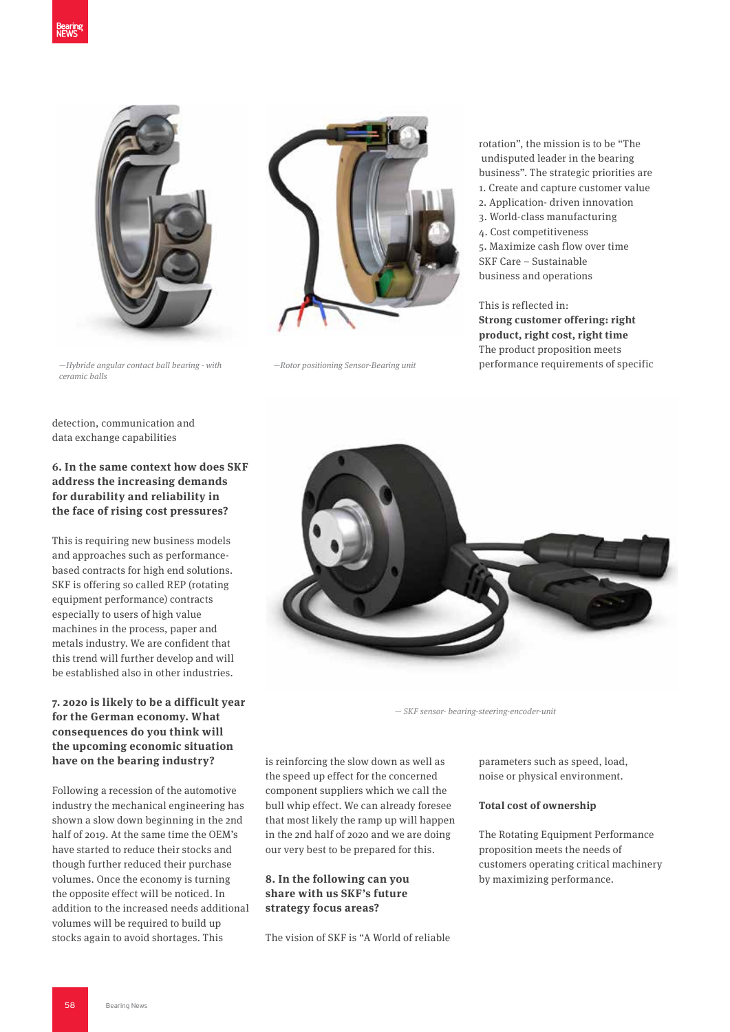—Hybride angular contact ball bearing - with ceramic balls

—Rotor positioning Sensor-Bearing unit

detection, communication and data exchange capabilities

**6. In the same context how does SKF address the increasing demands for durability and reliability in the face of rising cost pressures?**

This is requiring new business models and approaches such as performance-based contracts for high end solutions. SKF is offering so called REP (rotating equipment performance) contracts especially to users of high value machines in the process, paper and metals industry. We are confident that this trend will further develop and will be established also in other industries.

**7. 2020 is likely to be a difficult year for the German economy. What consequences do you think will the upcoming economic situation have on the bearing industry?**

Following a recession of the automotive industry the mechanical engineering has shown a slow down beginning in the 2nd half of 2019. At the same time the OEM's have started to reduce their stocks and though further reduced their purchase volumes. Once the economy is turning the opposite effect will be noticed. In addition to the increased needs additional volumes will be required to build up stocks again to avoid shortages. This is reinforcing the slow down as well as the speed up effect for the concerned component suppliers which we call the bull whip effect. We can already foresee that most likely the ramp up will happen in the 2nd half of 2020 and we are doing our very best to be prepared for this.

— SKF sensor- bearing-steering-encoder-unit

**8. In the following can you share with us SKF's future strategy focus areas?**

The vision of SKF is "A World of reliable rotation", the mission is to be "The undisputed leader in the bearing business". The strategic priorities are

1. Create and capture customer value
2. Application- driven innovation
3. World-class manufacturing
4. Cost competitiveness
5. Maximize cash flow over time

SKF Care – Sustainable business and operations

This is reflected in:

**Strong customer offering: right product, right cost, right time**

The product proposition meets performance requirements of specific parameters such as speed, load, noise or physical environment.

**Total cost of ownership**

The Rotating Equipment Performance proposition meets the needs of customers operating critical machinery by maximizing performance.